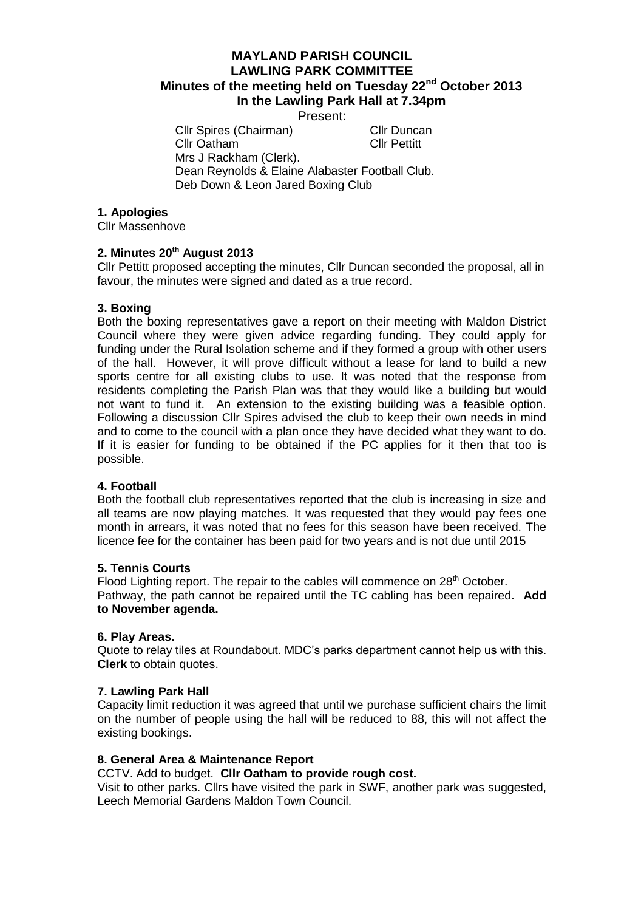# MAYLAND PARISH COUNCIL
# LAWLING PARK COMMITTEE
## Minutes of the meeting held on Tuesday 22nd October 2013
## In the Lawling Park Hall at 7.34pm

Present:

Cllr Spires (Chairman) Cllr Duncan
Cllr Oatham Cllr Pettitt
Mrs J Rackham (Clerk).
Dean Reynolds & Elaine Alabaster Football Club.
Deb Down & Leon Jared Boxing Club

**1. Apologies**

Cllr Massenhove

**2. Minutes 20th August 2013**

Cllr Pettitt proposed accepting the minutes, Cllr Duncan seconded the proposal, all in favour, the minutes were signed and dated as a true record.

**3. Boxing**

Both the boxing representatives gave a report on their meeting with Maldon District Council where they were given advice regarding funding. They could apply for funding under the Rural Isolation scheme and if they formed a group with other users of the hall. However, it will prove difficult without a lease for land to build a new sports centre for all existing clubs to use. It was noted that the response from residents completing the Parish Plan was that they would like a building but would not want to fund it. An extension to the existing building was a feasible option. Following a discussion Cllr Spires advised the club to keep their own needs in mind and to come to the council with a plan once they have decided what they want to do. If it is easier for funding to be obtained if the PC applies for it then that too is possible.

**4. Football**

Both the football club representatives reported that the club is increasing in size and all teams are now playing matches. It was requested that they would pay fees one month in arrears, it was noted that no fees for this season have been received. The licence fee for the container has been paid for two years and is not due until 2015

**5. Tennis Courts**

Flood Lighting report. The repair to the cables will commence on 28th October.
Pathway, the path cannot be repaired until the TC cabling has been repaired. **Add to November agenda.**

**6. Play Areas.**

Quote to relay tiles at Roundabout. MDC's parks department cannot help us with this. **Clerk** to obtain quotes.

**7. Lawling Park Hall**

Capacity limit reduction it was agreed that until we purchase sufficient chairs the limit on the number of people using the hall will be reduced to 88, this will not affect the existing bookings.

**8. General Area & Maintenance Report**

CCTV. Add to budget. **Cllr Oatham to provide rough cost.**

Visit to other parks. Cllrs have visited the park in SWF, another park was suggested, Leech Memorial Gardens Maldon Town Council.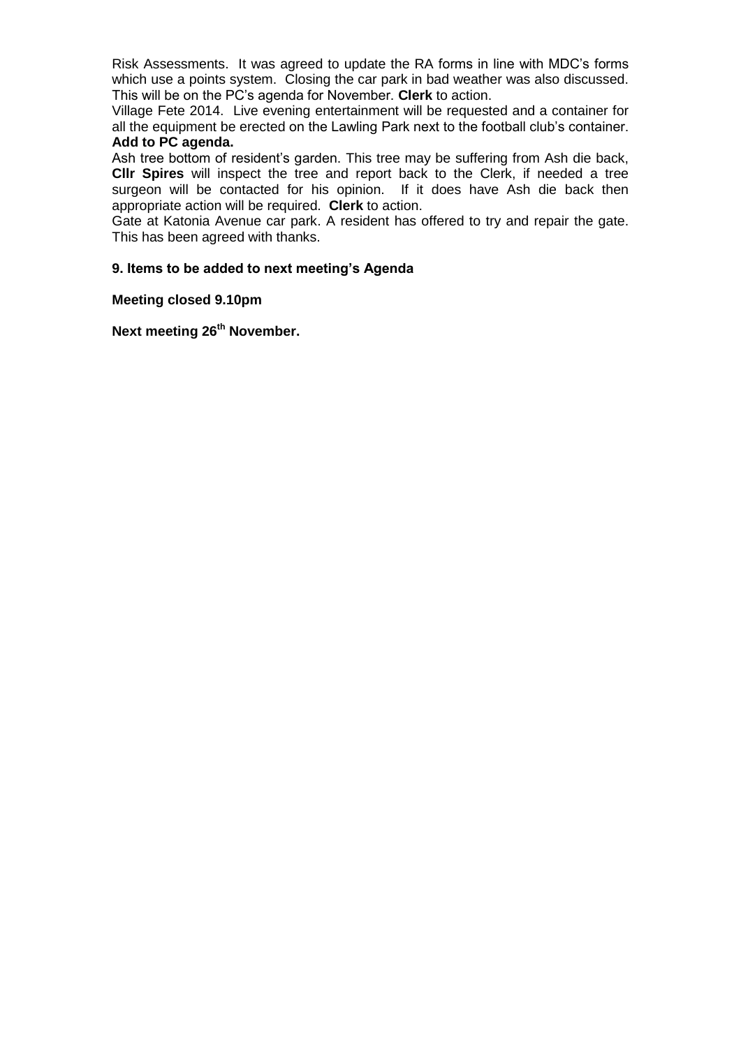Risk Assessments. It was agreed to update the RA forms in line with MDC's forms which use a points system. Closing the car park in bad weather was also discussed. This will be on the PC's agenda for November. **Clerk** to action.

Village Fete 2014. Live evening entertainment will be requested and a container for all the equipment be erected on the Lawling Park next to the football club's container. **Add to PC agenda.**

Ash tree bottom of resident's garden. This tree may be suffering from Ash die back, **Cllr Spires** will inspect the tree and report back to the Clerk, if needed a tree surgeon will be contacted for his opinion. If it does have Ash die back then appropriate action will be required. **Clerk** to action.

Gate at Katonia Avenue car park. A resident has offered to try and repair the gate. This has been agreed with thanks.

**9. Items to be added to next meeting's Agenda**

**Meeting closed 9.10pm**

**Next meeting 26th November.**